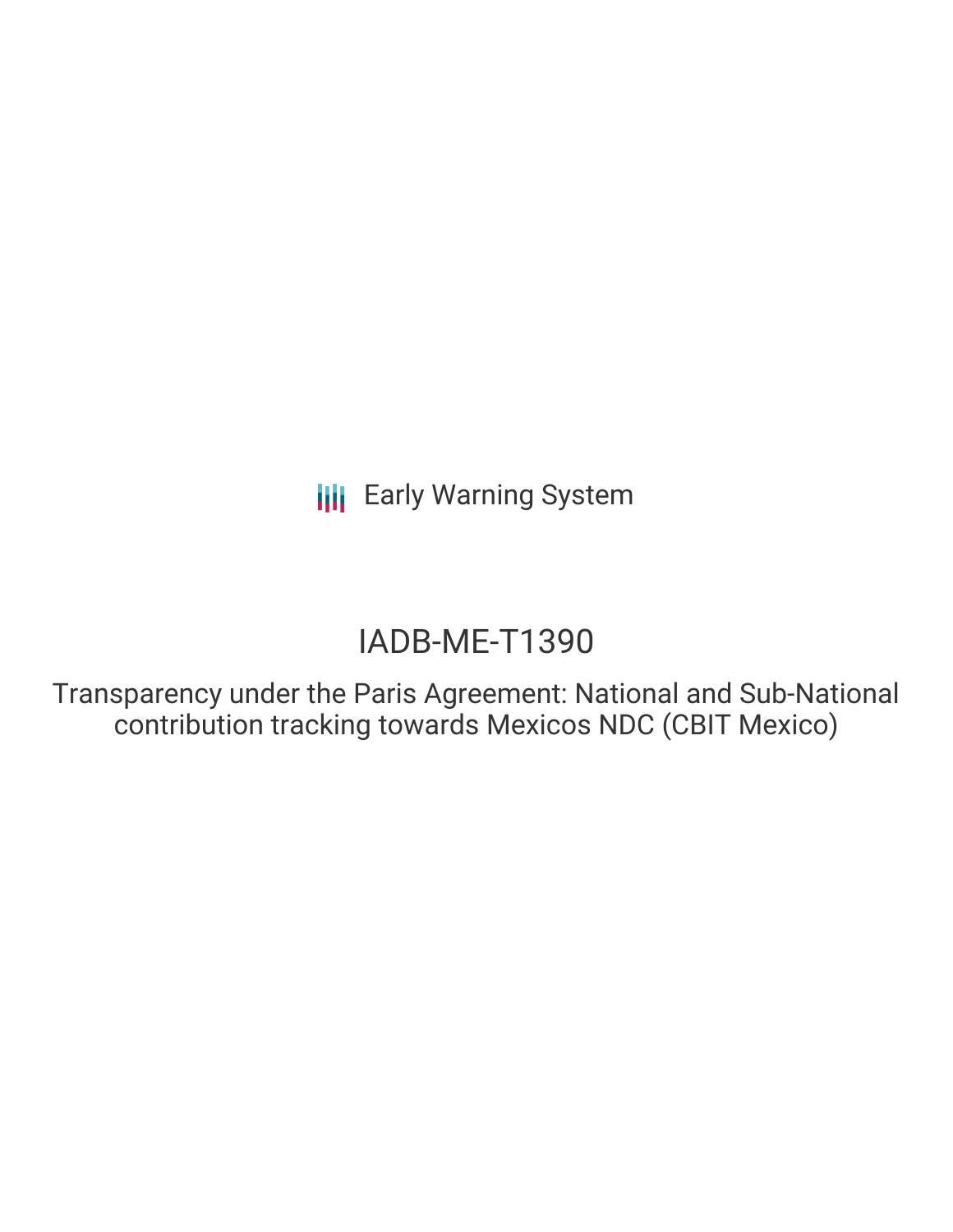Early Warning System

# IADB-ME-T1390

## Transparency under the Paris Agreement: National and Sub-National contribution tracking towards Mexicos NDC (CBIT Mexico)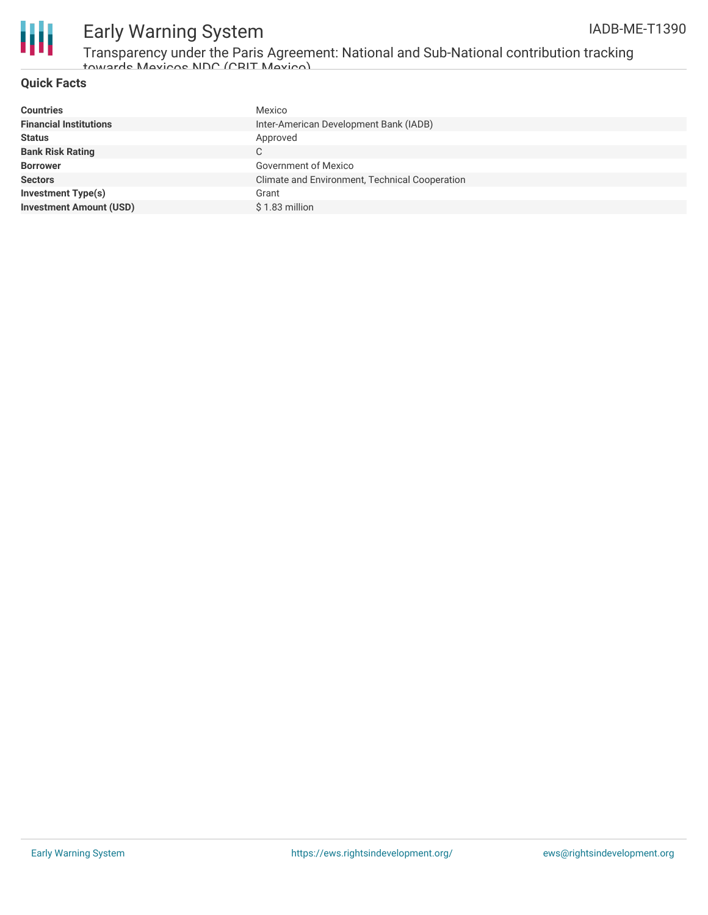## Quick Facts

| | |
|---|---|
| **Countries** | Mexico |
| **Financial Institutions** | Inter-American Development Bank (IADB) |
| **Status** | Approved |
| **Bank Risk Rating** | C |
| **Borrower** | Government of Mexico |
| **Sectors** | Climate and Environment, Technical Cooperation |
| **Investment Type(s)** | Grant |
| **Investment Amount (USD)** | $ 1.83 million |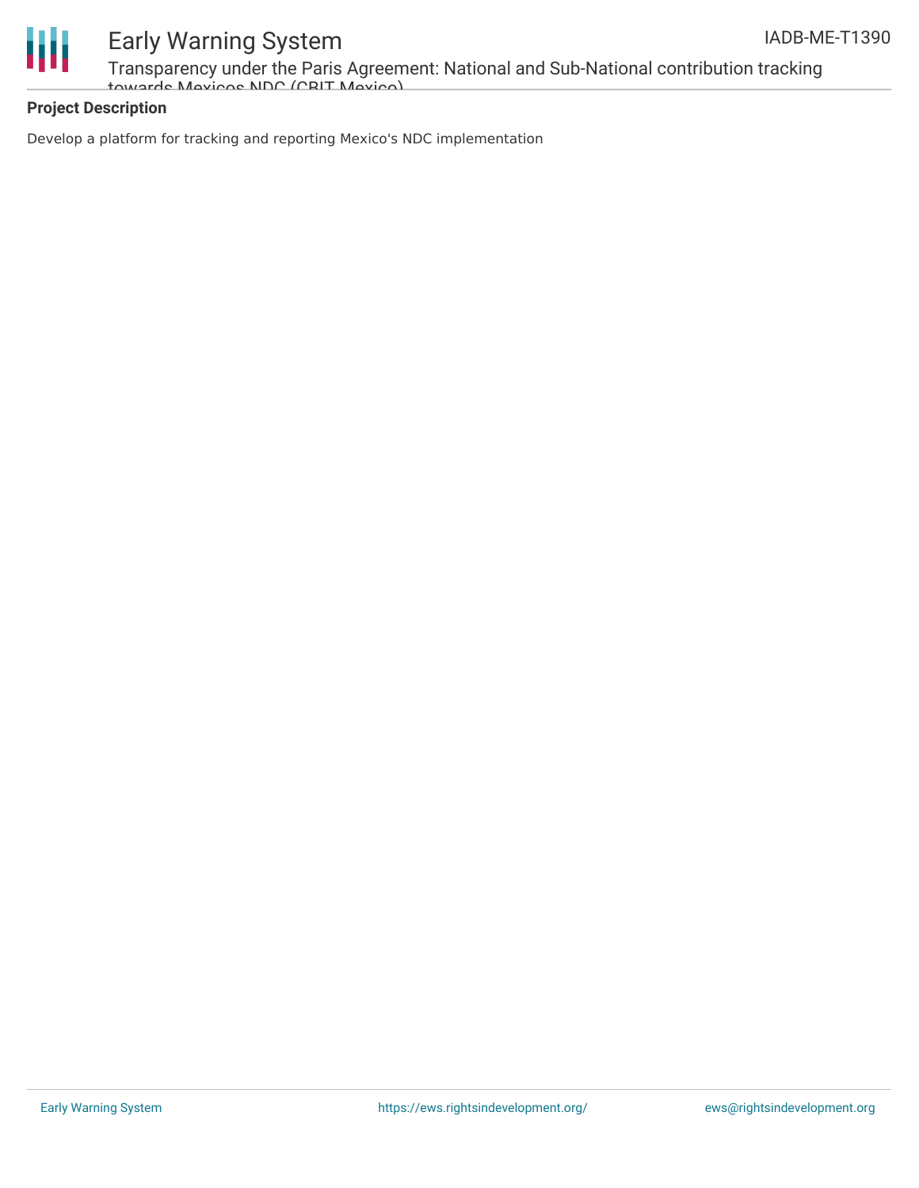### Project Description

Develop a platform for tracking and reporting Mexico's NDC implementation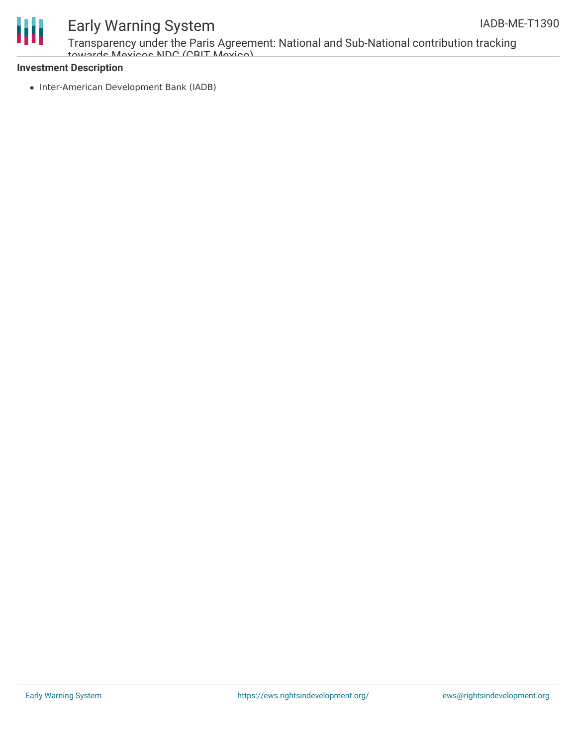### Investment Description

- Inter-American Development Bank (IADB)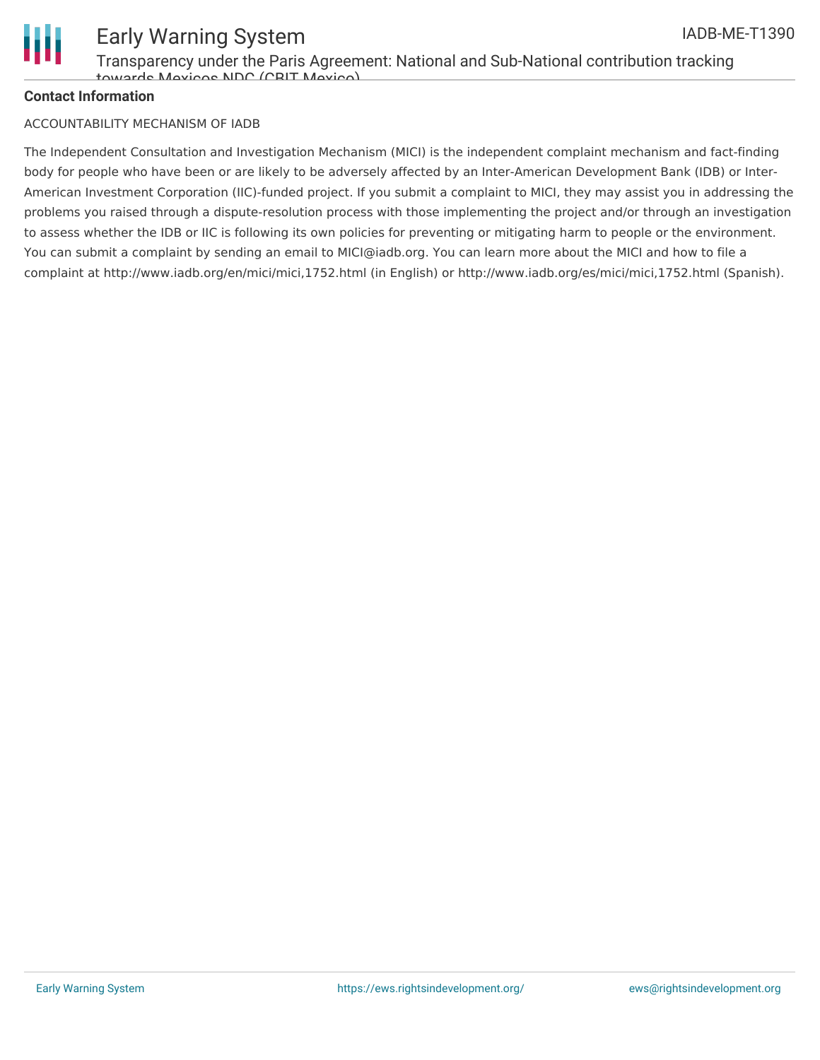**Contact Information**

ACCOUNTABILITY MECHANISM OF IADB

The Independent Consultation and Investigation Mechanism (MICI) is the independent complaint mechanism and fact-finding body for people who have been or are likely to be adversely affected by an Inter-American Development Bank (IDB) or Inter-American Investment Corporation (IIC)-funded project. If you submit a complaint to MICI, they may assist you in addressing the problems you raised through a dispute-resolution process with those implementing the project and/or through an investigation to assess whether the IDB or IIC is following its own policies for preventing or mitigating harm to people or the environment. You can submit a complaint by sending an email to MICI@iadb.org. You can learn more about the MICI and how to file a complaint at http://www.iadb.org/en/mici/mici,1752.html (in English) or http://www.iadb.org/es/mici/mici,1752.html (Spanish).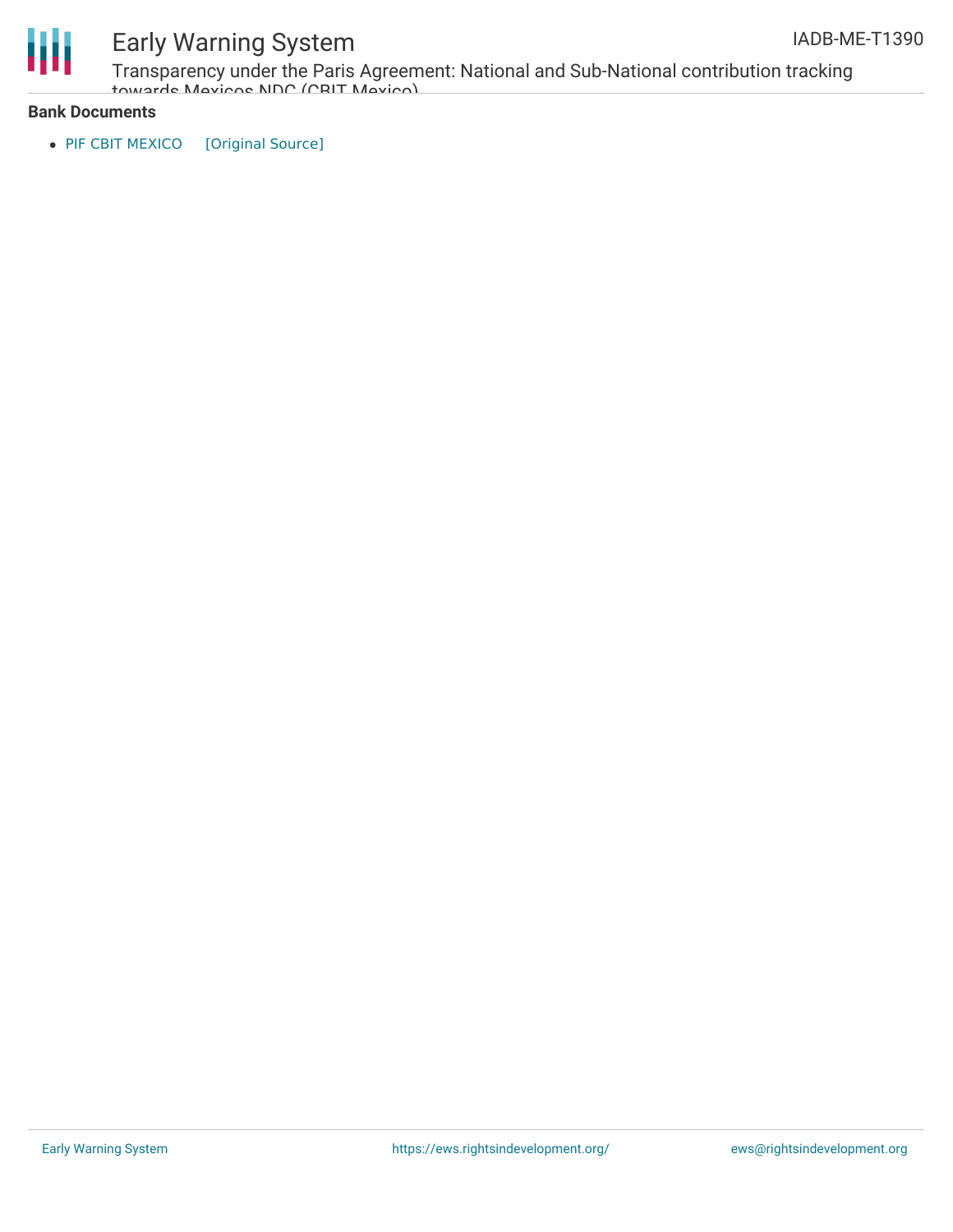**Bank Documents**

- PIF CBIT MEXICO [Original Source]